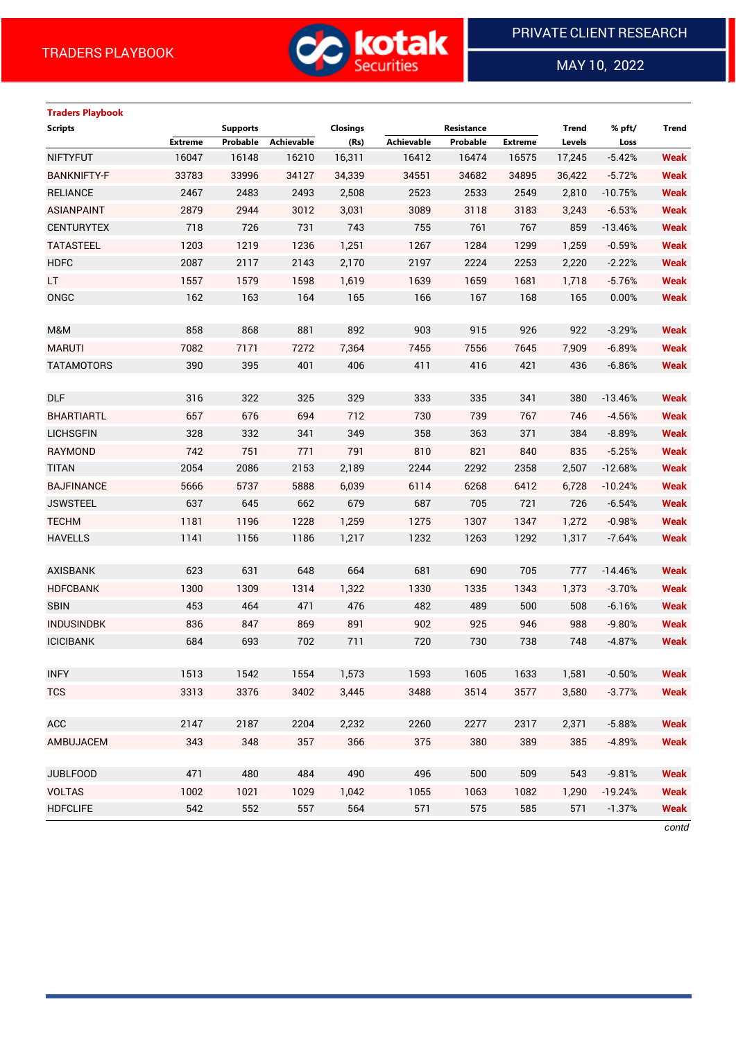TRADERS PLAYBOOK

PRIVATE CLIENT RESEARCH

MAY 10, 2022

## Traders Playbook

| Scripts | Supports | | | Closings | Resistance | | | Trend | % pft/ | Trend |
|---|---|---|---|---|---|---|---|---|---|---|
| | Extreme | Probable | Achievable | (Rs) | Achievable | Probable | Extreme | Levels | Loss | |
| NIFTYFUT | 16047 | 16148 | 16210 | 16,311 | 16412 | 16474 | 16575 | 17,245 | -5.42% | Weak |
| BANKNIFTY-F | 33783 | 33996 | 34127 | 34,339 | 34551 | 34682 | 34895 | 36,422 | -5.72% | Weak |
| RELIANCE | 2467 | 2483 | 2493 | 2,508 | 2523 | 2533 | 2549 | 2,810 | -10.75% | Weak |
| ASIANPAINT | 2879 | 2944 | 3012 | 3,031 | 3089 | 3118 | 3183 | 3,243 | -6.53% | Weak |
| CENTURYTEX | 718 | 726 | 731 | 743 | 755 | 761 | 767 | 859 | -13.46% | Weak |
| TATASTEEL | 1203 | 1219 | 1236 | 1,251 | 1267 | 1284 | 1299 | 1,259 | -0.59% | Weak |
| HDFC | 2087 | 2117 | 2143 | 2,170 | 2197 | 2224 | 2253 | 2,220 | -2.22% | Weak |
| LT | 1557 | 1579 | 1598 | 1,619 | 1639 | 1659 | 1681 | 1,718 | -5.76% | Weak |
| ONGC | 162 | 163 | 164 | 165 | 166 | 167 | 168 | 165 | 0.00% | Weak |
| | | | | | | | | | | |
| M&M | 858 | 868 | 881 | 892 | 903 | 915 | 926 | 922 | -3.29% | Weak |
| MARUTI | 7082 | 7171 | 7272 | 7,364 | 7455 | 7556 | 7645 | 7,909 | -6.89% | Weak |
| TATAMOTORS | 390 | 395 | 401 | 406 | 411 | 416 | 421 | 436 | -6.86% | Weak |
| | | | | | | | | | | |
| DLF | 316 | 322 | 325 | 329 | 333 | 335 | 341 | 380 | -13.46% | Weak |
| BHARTIARTL | 657 | 676 | 694 | 712 | 730 | 739 | 767 | 746 | -4.56% | Weak |
| LICHSGFIN | 328 | 332 | 341 | 349 | 358 | 363 | 371 | 384 | -8.89% | Weak |
| RAYMOND | 742 | 751 | 771 | 791 | 810 | 821 | 840 | 835 | -5.25% | Weak |
| TITAN | 2054 | 2086 | 2153 | 2,189 | 2244 | 2292 | 2358 | 2,507 | -12.68% | Weak |
| BAJFINANCE | 5666 | 5737 | 5888 | 6,039 | 6114 | 6268 | 6412 | 6,728 | -10.24% | Weak |
| JSWSTEEL | 637 | 645 | 662 | 679 | 687 | 705 | 721 | 726 | -6.54% | Weak |
| TECHM | 1181 | 1196 | 1228 | 1,259 | 1275 | 1307 | 1347 | 1,272 | -0.98% | Weak |
| HAVELLS | 1141 | 1156 | 1186 | 1,217 | 1232 | 1263 | 1292 | 1,317 | -7.64% | Weak |
| | | | | | | | | | | |
| AXISBANK | 623 | 631 | 648 | 664 | 681 | 690 | 705 | 777 | -14.46% | Weak |
| HDFCBANK | 1300 | 1309 | 1314 | 1,322 | 1330 | 1335 | 1343 | 1,373 | -3.70% | Weak |
| SBIN | 453 | 464 | 471 | 476 | 482 | 489 | 500 | 508 | -6.16% | Weak |
| INDUSINDBK | 836 | 847 | 869 | 891 | 902 | 925 | 946 | 988 | -9.80% | Weak |
| ICICIBANK | 684 | 693 | 702 | 711 | 720 | 730 | 738 | 748 | -4.87% | Weak |
| | | | | | | | | | | |
| INFY | 1513 | 1542 | 1554 | 1,573 | 1593 | 1605 | 1633 | 1,581 | -0.50% | Weak |
| TCS | 3313 | 3376 | 3402 | 3,445 | 3488 | 3514 | 3577 | 3,580 | -3.77% | Weak |
| | | | | | | | | | | |
| ACC | 2147 | 2187 | 2204 | 2,232 | 2260 | 2277 | 2317 | 2,371 | -5.88% | Weak |
| AMBUJACEM | 343 | 348 | 357 | 366 | 375 | 380 | 389 | 385 | -4.89% | Weak |
| | | | | | | | | | | |
| JUBLFOOD | 471 | 480 | 484 | 490 | 496 | 500 | 509 | 543 | -9.81% | Weak |
| VOLTAS | 1002 | 1021 | 1029 | 1,042 | 1055 | 1063 | 1082 | 1,290 | -19.24% | Weak |
| HDFCLIFE | 542 | 552 | 557 | 564 | 571 | 575 | 585 | 571 | -1.37% | Weak |

*contd*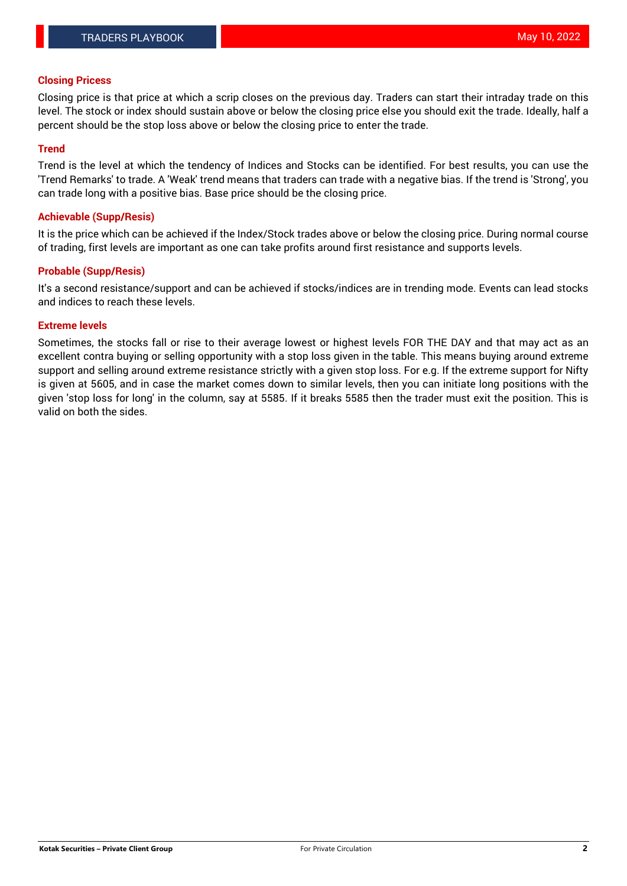## Closing Pricess

Closing price is that price at which a scrip closes on the previous day. Traders can start their intraday trade on this level. The stock or index should sustain above or below the closing price else you should exit the trade. Ideally, half a percent should be the stop loss above or below the closing price to enter the trade.

## Trend

Trend is the level at which the tendency of Indices and Stocks can be identified. For best results, you can use the 'Trend Remarks' to trade. A 'Weak' trend means that traders can trade with a negative bias. If the trend is 'Strong', you can trade long with a positive bias. Base price should be the closing price.

## Achievable (Supp/Resis)

It is the price which can be achieved if the Index/Stock trades above or below the closing price. During normal course of trading, first levels are important as one can take profits around first resistance and supports levels.

## Probable (Supp/Resis)

It's a second resistance/support and can be achieved if stocks/indices are in trending mode. Events can lead stocks and indices to reach these levels.

## Extreme levels

Sometimes, the stocks fall or rise to their average lowest or highest levels FOR THE DAY and that may act as an excellent contra buying or selling opportunity with a stop loss given in the table. This means buying around extreme support and selling around extreme resistance strictly with a given stop loss. For e.g. If the extreme support for Nifty is given at 5605, and in case the market comes down to similar levels, then you can initiate long positions with the given 'stop loss for long' in the column, say at 5585. If it breaks 5585 then the trader must exit the position. This is valid on both the sides.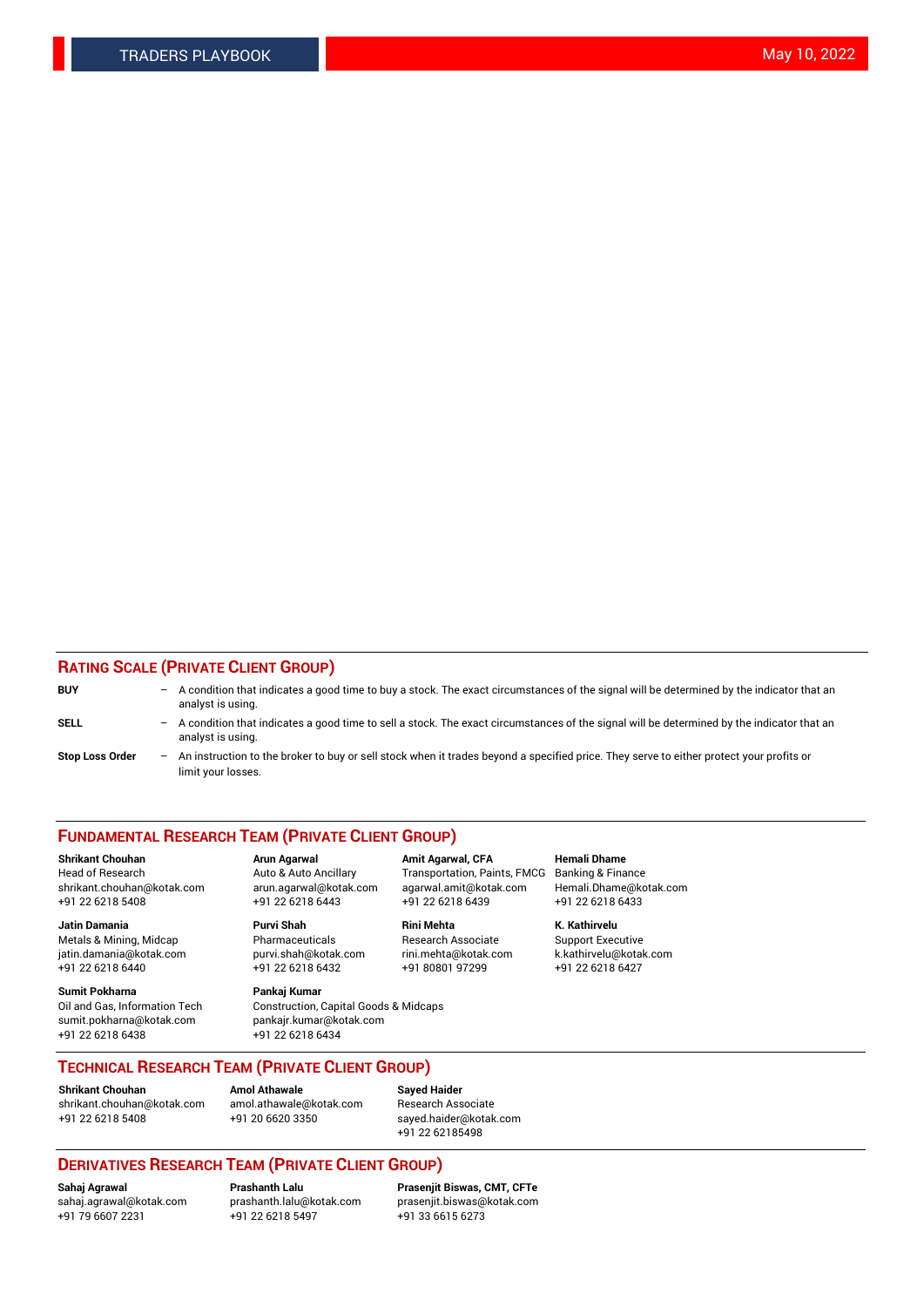## RATING SCALE (PRIVATE CLIENT GROUP)

**BUY** – A condition that indicates a good time to buy a stock. The exact circumstances of the signal will be determined by the indicator that an analyst is using.

**SELL** – A condition that indicates a good time to sell a stock. The exact circumstances of the signal will be determined by the indicator that an analyst is using.

**Stop Loss Order** – An instruction to the broker to buy or sell stock when it trades beyond a specified price. They serve to either protect your profits or limit your losses.

## FUNDAMENTAL RESEARCH TEAM (PRIVATE CLIENT GROUP)

**Shrikant Chouhan**
Head of Research
shrikant.chouhan@kotak.com
+91 22 6218 5408

**Arun Agarwal**
Auto & Auto Ancillary
arun.agarwal@kotak.com
+91 22 6218 6443

**Amit Agarwal, CFA**
Transportation, Paints, FMCG
agarwal.amit@kotak.com
+91 22 6218 6439

**Hemali Dhame**
Banking & Finance
Hemali.Dhame@kotak.com
+91 22 6218 6433

**Jatin Damania**
Metals & Mining, Midcap
jatin.damania@kotak.com
+91 22 6218 6440

**Purvi Shah**
Pharmaceuticals
purvi.shah@kotak.com
+91 22 6218 6432

**Rini Mehta**
Research Associate
rini.mehta@kotak.com
+91 80801 97299

**K. Kathirvelu**
Support Executive
k.kathirvelu@kotak.com
+91 22 6218 6427

**Sumit Pokharna**
Oil and Gas, Information Tech
sumit.pokharna@kotak.com
+91 22 6218 6438

**Pankaj Kumar**
Construction, Capital Goods & Midcaps
pankajr.kumar@kotak.com
+91 22 6218 6434

## TECHNICAL RESEARCH TEAM (PRIVATE CLIENT GROUP)

**Shrikant Chouhan**
shrikant.chouhan@kotak.com
+91 22 6218 5408

**Amol Athawale**
amol.athawale@kotak.com
+91 20 6620 3350

**Sayed Haider**
Research Associate
sayed.haider@kotak.com
+91 22 62185498

## DERIVATIVES RESEARCH TEAM (PRIVATE CLIENT GROUP)

**Sahaj Agrawal**
sahaj.agrawal@kotak.com
+91 79 6607 2231

**Prashanth Lalu**
prashanth.lalu@kotak.com
+91 22 6218 5497

**Prasenjit Biswas, CMT, CFTe**
prasenjit.biswas@kotak.com
+91 33 6615 6273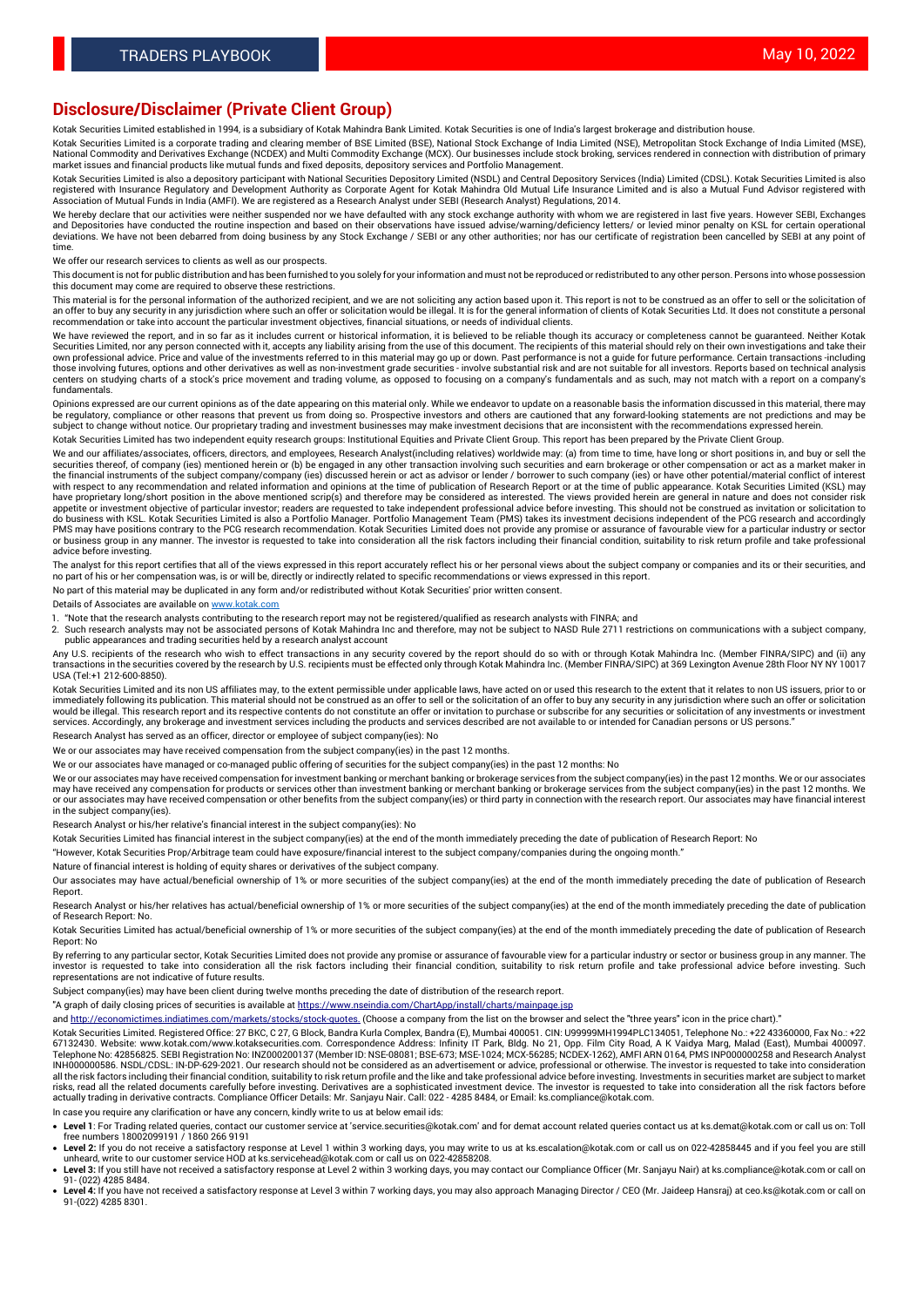## Disclosure/Disclaimer (Private Client Group)

Kotak Securities Limited established in 1994, is a subsidiary of Kotak Mahindra Bank Limited. Kotak Securities is one of India's largest brokerage and distribution house.

Kotak Securities Limited is a corporate trading and clearing member of BSE Limited (BSE), National Stock Exchange of India Limited (NSE), Metropolitan Stock Exchange of India Limited (MSE), National Commodity and Derivatives Exchange (NCDEX) and Multi Commodity Exchange (MCX). Our businesses include stock broking, services rendered in connection with distribution of primary market issues and financial products like mutual funds and fixed deposits, depository services and Portfolio Management.

Kotak Securities Limited is also a depository participant with National Securities Depository Limited (NSDL) and Central Depository Services (India) Limited (CDSL). Kotak Securities Limited is also registered with Insurance Regulatory and Development Authority as Corporate Agent for Kotak Mahindra Old Mutual Life Insurance Limited and is also a Mutual Fund Advisor registered with Association of Mutual Funds in India (AMFI). We are registered as a Research Analyst under SEBI (Research Analyst) Regulations, 2014.

We hereby declare that our activities were neither suspended nor we have defaulted with any stock exchange authority with whom we are registered in last five years. However SEBI, Exchanges and Depositories have conducted the routine inspection and based on their observations have issued advise/warning/deficiency letters/ or levied minor penalty on KSL for certain operational deviations. We have not been debarred from doing business by any Stock Exchange / SEBI or any other authorities; nor has our certificate of registration been cancelled by SEBI at any point of time.

We offer our research services to clients as well as our prospects.

This document is not for public distribution and has been furnished to you solely for your information and must not be reproduced or redistributed to any other person. Persons into whose possession this document may come are required to observe these restrictions.

This material is for the personal information of the authorized recipient, and we are not soliciting any action based upon it. This report is not to be construed as an offer to sell or the solicitation of an offer to buy any security in any jurisdiction where such an offer or solicitation would be illegal. It is for the general information of clients of Kotak Securities Ltd. It does not constitute a personal recommendation or take into account the particular investment objectives, financial situations, or needs of individual clients.

We have reviewed the report, and in so far as it includes current or historical information, it is believed to be reliable though its accuracy or completeness cannot be guaranteed. Neither Kotak Securities Limited, nor any person connected with it, accepts any liability arising from the use of this document. The recipients of this material should rely on their own investigations and take their own professional advice. Price and value of the investments referred to in this material may go up or down. Past performance is not a guide for future performance. Certain transactions -including those involving futures, options and other derivatives as well as non-investment grade securities - involve substantial risk and are not suitable for all investors. Reports based on technical analysis centers on studying charts of a stock's price movement and trading volume, as opposed to focusing on a company's fundamentals and as such, may not match with a report on a company's fundamentals.

Opinions expressed are our current opinions as of the date appearing on this material only. While we endeavor to update on a reasonable basis the information discussed in this material, there may be regulatory, compliance or other reasons that prevent us from doing so. Prospective investors and others are cautioned that any forward-looking statements are not predictions and may be subject to change without notice. Our proprietary trading and investment businesses may make investment decisions that are inconsistent with the recommendations expressed herein.

Kotak Securities Limited has two independent equity research groups: Institutional Equities and Private Client Group. This report has been prepared by the Private Client Group.

We and our affiliates/associates, officers, directors, and employees, Research Analyst(including relatives) worldwide may: (a) from time to time, have long or short positions in, and buy or sell the securities thereof, of company (ies) mentioned herein or (b) be engaged in any other transaction involving such securities and earn brokerage or other compensation or act as a market maker in the financial instruments of the subject company/company (ies) discussed herein or act as advisor or lender / borrower to such company (ies) or have other potential/material conflict of interest with respect to any recommendation and related information and opinions at the time of publication of Research Report or at the time of public appearance. Kotak Securities Limited (KSL) may have proprietary long/short position in the above mentioned scrip(s) and therefore may be considered as interested. The views provided herein are general in nature and does not consider risk appetite or investment objective of particular investor; readers are requested to take independent professional advice before investing. This should not be construed as invitation or solicitation to do business with KSL. Kotak Securities Limited is also a Portfolio Manager. Portfolio Management Team (PMS) takes its investment decisions independent of the PCG research and accordingly PMS may have positions contrary to the PCG research recommendation. Kotak Securities Limited does not provide any promise or assurance of favourable view for a particular industry or sector or business group in any manner. The investor is requested to take into consideration all the risk factors including their financial condition, suitability to risk return profile and take professional advice before investing.

The analyst for this report certifies that all of the views expressed in this report accurately reflect his or her personal views about the subject company or companies and its or their securities, and no part of his or her compensation was, is or will be, directly or indirectly related to specific recommendations or views expressed in this report.

No part of this material may be duplicated in any form and/or redistributed without Kotak Securities' prior written consent.

Details of Associates are available on www.kotak.com

1. "Note that the research analysts contributing to the research report may not be registered/qualified as research analysts with FINRA; and
2. Such research analysts may not be associated persons of Kotak Mahindra Inc and therefore, may not be subject to NASD Rule 2711 restrictions on communications with a subject company, public appearances and trading securities held by a research analyst account

Any U.S. recipients of the research who wish to effect transactions in any security covered by the report should do so with or through Kotak Mahindra Inc. (Member FINRA/SIPC) and (ii) any transactions in the securities covered by the research by U.S. recipients must be effected only through Kotak Mahindra Inc. (Member FINRA/SIPC) at 369 Lexington Avenue 28th Floor NY NY 10017 USA (Tel:+1 212-600-8850).

Kotak Securities Limited and its non US affiliates may, to the extent permissible under applicable laws, have acted on or used this research to the extent that it relates to non US issuers, prior to or immediately following its publication. This material should not be construed as an offer to sell or the solicitation of an offer to buy any security in any jurisdiction where such an offer or solicitation would be illegal. This research report and its respective contents do not constitute an offer or invitation to purchase or subscribe for any securities or solicitation of any investments or investment services. Accordingly, any brokerage and investment services including the products and services described are not available to or intended for Canadian persons or US persons."

Research Analyst has served as an officer, director or employee of subject company(ies): No

We or our associates may have received compensation from the subject company(ies) in the past 12 months.

We or our associates have managed or co-managed public offering of securities for the subject company(ies) in the past 12 months: No

We or our associates may have received compensation for investment banking or merchant banking or brokerage services from the subject company(ies) in the past 12 months. We or our associates may have received any compensation for products or services other than investment banking or merchant banking or brokerage services from the subject company(ies) in the past 12 months. We or our associates may have received compensation or other benefits from the subject company(ies) or third party in connection with the research report. Our associates may have financial interest in the subject company(ies).

Research Analyst or his/her relative's financial interest in the subject company(ies): No

Kotak Securities Limited has financial interest in the subject company(ies) at the end of the month immediately preceding the date of publication of Research Report: No

"However, Kotak Securities Prop/Arbitrage team could have exposure/financial interest to the subject company/companies during the ongoing month."

Nature of financial interest is holding of equity shares or derivatives of the subject company.

Our associates may have actual/beneficial ownership of 1% or more securities of the subject company(ies) at the end of the month immediately preceding the date of publication of Research Report.

Research Analyst or his/her relatives has actual/beneficial ownership of 1% or more securities of the subject company(ies) at the end of the month immediately preceding the date of publication of Research Report: No.

Kotak Securities Limited has actual/beneficial ownership of 1% or more securities of the subject company(ies) at the end of the month immediately preceding the date of publication of Research Report: No

By referring to any particular sector, Kotak Securities Limited does not provide any promise or assurance of favourable view for a particular industry or sector or business group in any manner. The investor is requested to take into consideration all the risk factors including their financial condition, suitability to risk return profile and take professional advice before investing. Such representations are not indicative of future results.

Subject company(ies) may have been client during twelve months preceding the date of distribution of the research report.

"A graph of daily closing prices of securities is available at https://www.nseindia.com/ChartApp/install/charts/mainpage.jsp

and http://economictimes.indiatimes.com/markets/stocks/stock-quotes. (Choose a company from the list on the browser and select the "three years" icon in the price chart)."

Kotak Securities Limited. Registered Office: 27 BKC, C 27, G Block, Bandra Kurla Complex, Bandra (E), Mumbai 400051. CIN: U99999MH1994PLC134051, Telephone No.: +22 43360000, Fax No.: +22 67132430. Website: www.kotak.com/www.kotaksecurities.com. Correspondence Address: Infinity IT Park, Bldg. No 21, Opp. Film City Road, A K Vaidya Marg, Malad (East), Mumbai 400097. Telephone No: 42856825. SEBI Registration No: INZ000200137 (Member ID: NSE-08081; BSE-673; MSE-1024; MCX-56285; NCDEX-1262), AMFI ARN 0164, PMS INP000000258 and Research Analyst INH000000586. NSDL/CDSL: IN-DP-629-2021. Our research should not be considered as an advertisement or advice, professional or otherwise. The investor is requested to take into consideration all the risk factors including their financial condition, suitability to risk return profile and the like and take professional advice before investing. Investments in securities market are subject to market risks, read all the related documents carefully before investing. Derivatives are a sophisticated investment device. The investor is requested to take into consideration all the risk factors before actually trading in derivative contracts. Compliance Officer Details: Mr. Sanjayu Nair. Call: 022 - 4285 8484, or Email: ks.compliance@kotak.com.

In case you require any clarification or have any concern, kindly write to us at below email ids:

- **Level 1**: For Trading related queries, contact our customer service at 'service.securities@kotak.com' and for demat account related queries contact us at ks.demat@kotak.com or call us on: Toll free numbers 18002099191 / 1860 266 9191
- **Level 2:** If you do not receive a satisfactory response at Level 1 within 3 working days, you may write to us at ks.escalation@kotak.com or call us on 022-42858445 and if you feel you are still unheard, write to our customer service HOD at ks.servicehead@kotak.com or call us on 022-42858208.
- **Level 3:** If you still have not received a satisfactory response at Level 2 within 3 working days, you may contact our Compliance Officer (Mr. Sanjayu Nair) at ks.compliance@kotak.com or call on 91- (022) 4285 8484.
- **Level 4:** If you have not received a satisfactory response at Level 3 within 7 working days, you may also approach Managing Director / CEO (Mr. Jaideep Hansraj) at ceo.ks@kotak.com or call on 91-(022) 4285 8301.